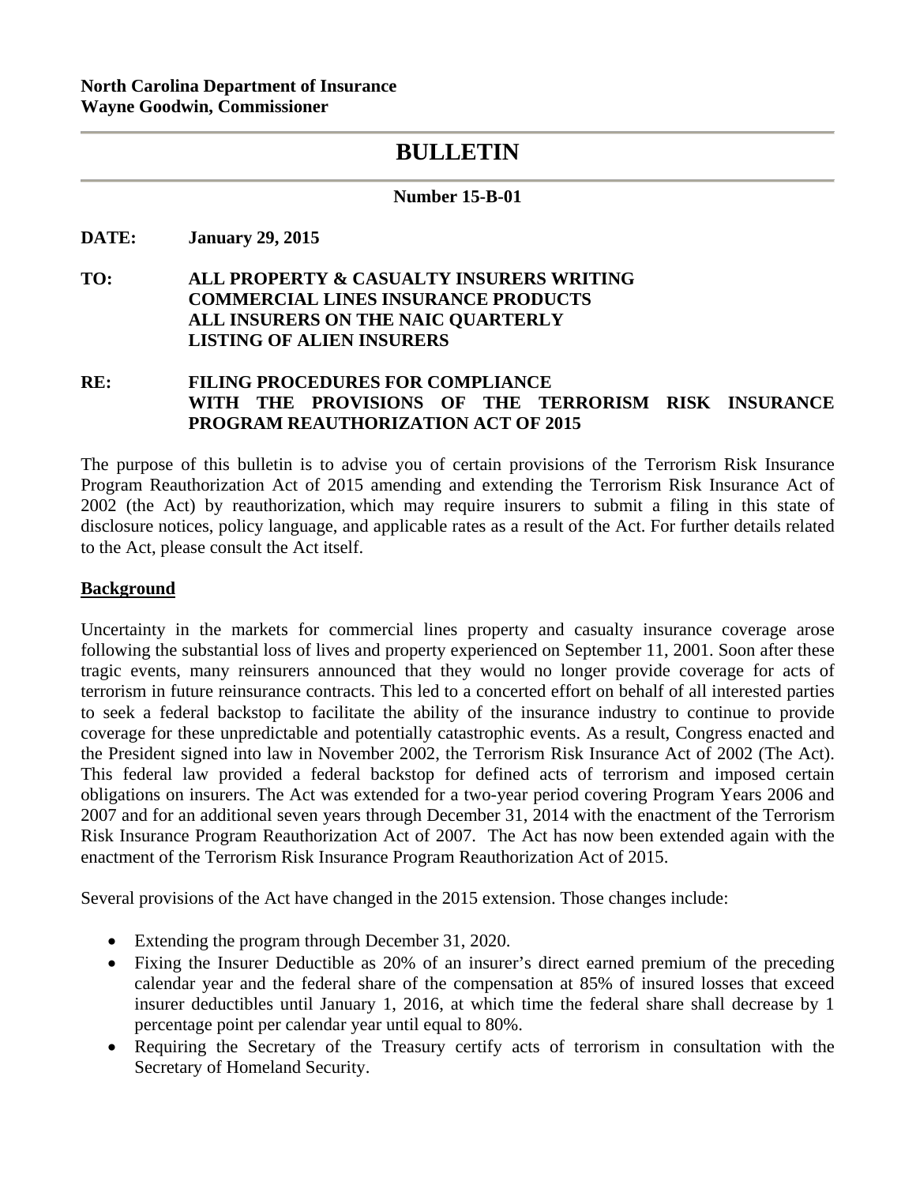**North Carolina Department of Insurance**
**Wayne Goodwin, Commissioner**

# BULLETIN

**Number 15-B-01**

**DATE:** **January 29, 2015**

**TO:** **ALL PROPERTY & CASUALTY INSURERS WRITING COMMERCIAL LINES INSURANCE PRODUCTS ALL INSURERS ON THE NAIC QUARTERLY LISTING OF ALIEN INSURERS**

**RE:** **FILING PROCEDURES FOR COMPLIANCE WITH THE PROVISIONS OF THE TERRORISM RISK INSURANCE PROGRAM REAUTHORIZATION ACT OF 2015**

The purpose of this bulletin is to advise you of certain provisions of the Terrorism Risk Insurance Program Reauthorization Act of 2015 amending and extending the Terrorism Risk Insurance Act of 2002 (the Act) by reauthorization, which may require insurers to submit a filing in this state of disclosure notices, policy language, and applicable rates as a result of the Act. For further details related to the Act, please consult the Act itself.

## Background

Uncertainty in the markets for commercial lines property and casualty insurance coverage arose following the substantial loss of lives and property experienced on September 11, 2001. Soon after these tragic events, many reinsurers announced that they would no longer provide coverage for acts of terrorism in future reinsurance contracts. This led to a concerted effort on behalf of all interested parties to seek a federal backstop to facilitate the ability of the insurance industry to continue to provide coverage for these unpredictable and potentially catastrophic events. As a result, Congress enacted and the President signed into law in November 2002, the Terrorism Risk Insurance Act of 2002 (The Act). This federal law provided a federal backstop for defined acts of terrorism and imposed certain obligations on insurers. The Act was extended for a two-year period covering Program Years 2006 and 2007 and for an additional seven years through December 31, 2014 with the enactment of the Terrorism Risk Insurance Program Reauthorization Act of 2007. The Act has now been extended again with the enactment of the Terrorism Risk Insurance Program Reauthorization Act of 2015.

Several provisions of the Act have changed in the 2015 extension. Those changes include:

- Extending the program through December 31, 2020.
- Fixing the Insurer Deductible as 20% of an insurer's direct earned premium of the preceding calendar year and the federal share of the compensation at 85% of insured losses that exceed insurer deductibles until January 1, 2016, at which time the federal share shall decrease by 1 percentage point per calendar year until equal to 80%.
- Requiring the Secretary of the Treasury certify acts of terrorism in consultation with the Secretary of Homeland Security.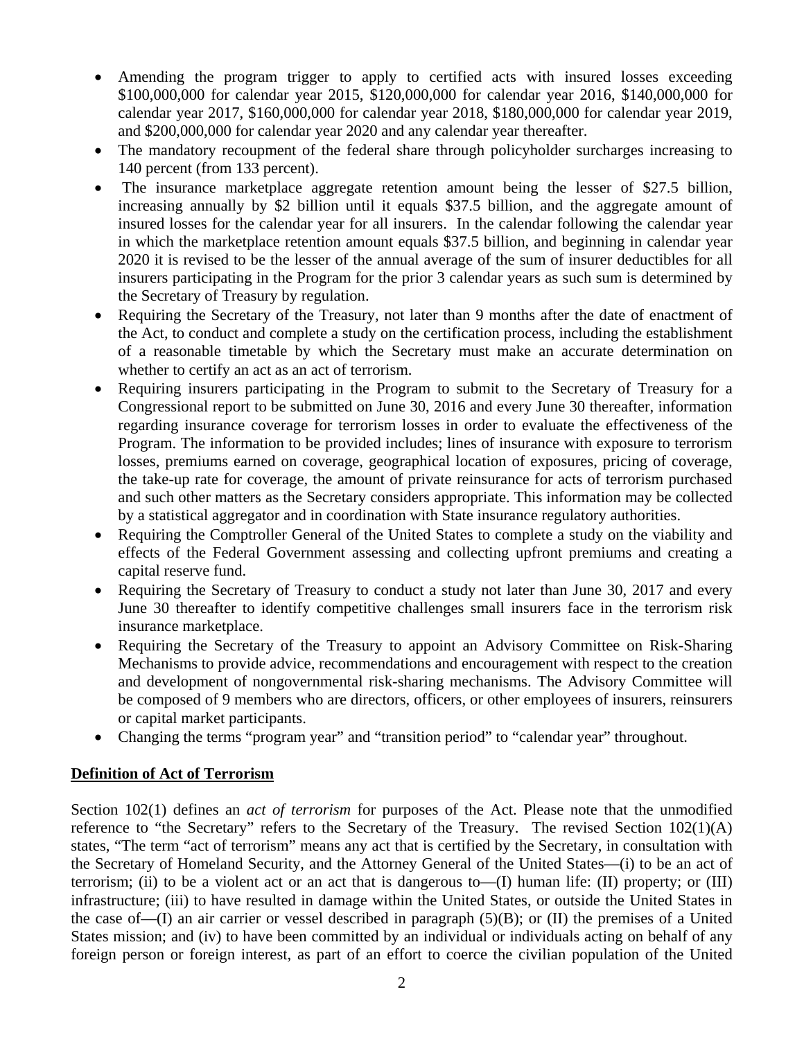- Amending the program trigger to apply to certified acts with insured losses exceeding \$100,000,000 for calendar year 2015, \$120,000,000 for calendar year 2016, \$140,000,000 for calendar year 2017, \$160,000,000 for calendar year 2018, \$180,000,000 for calendar year 2019, and \$200,000,000 for calendar year 2020 and any calendar year thereafter.
- The mandatory recoupment of the federal share through policyholder surcharges increasing to 140 percent (from 133 percent).
- The insurance marketplace aggregate retention amount being the lesser of \$27.5 billion, increasing annually by \$2 billion until it equals \$37.5 billion, and the aggregate amount of insured losses for the calendar year for all insurers. In the calendar following the calendar year in which the marketplace retention amount equals \$37.5 billion, and beginning in calendar year 2020 it is revised to be the lesser of the annual average of the sum of insurer deductibles for all insurers participating in the Program for the prior 3 calendar years as such sum is determined by the Secretary of Treasury by regulation.
- Requiring the Secretary of the Treasury, not later than 9 months after the date of enactment of the Act, to conduct and complete a study on the certification process, including the establishment of a reasonable timetable by which the Secretary must make an accurate determination on whether to certify an act as an act of terrorism.
- Requiring insurers participating in the Program to submit to the Secretary of Treasury for a Congressional report to be submitted on June 30, 2016 and every June 30 thereafter, information regarding insurance coverage for terrorism losses in order to evaluate the effectiveness of the Program. The information to be provided includes; lines of insurance with exposure to terrorism losses, premiums earned on coverage, geographical location of exposures, pricing of coverage, the take-up rate for coverage, the amount of private reinsurance for acts of terrorism purchased and such other matters as the Secretary considers appropriate. This information may be collected by a statistical aggregator and in coordination with State insurance regulatory authorities.
- Requiring the Comptroller General of the United States to complete a study on the viability and effects of the Federal Government assessing and collecting upfront premiums and creating a capital reserve fund.
- Requiring the Secretary of Treasury to conduct a study not later than June 30, 2017 and every June 30 thereafter to identify competitive challenges small insurers face in the terrorism risk insurance marketplace.
- Requiring the Secretary of the Treasury to appoint an Advisory Committee on Risk-Sharing Mechanisms to provide advice, recommendations and encouragement with respect to the creation and development of nongovernmental risk-sharing mechanisms. The Advisory Committee will be composed of 9 members who are directors, officers, or other employees of insurers, reinsurers or capital market participants.
- Changing the terms "program year" and "transition period" to "calendar year" throughout.

## Definition of Act of Terrorism

Section 102(1) defines an *act of terrorism* for purposes of the Act. Please note that the unmodified reference to "the Secretary" refers to the Secretary of the Treasury. The revised Section 102(1)(A) states, "The term "act of terrorism" means any act that is certified by the Secretary, in consultation with the Secretary of Homeland Security, and the Attorney General of the United States—(i) to be an act of terrorism; (ii) to be a violent act or an act that is dangerous to—(I) human life: (II) property; or (III) infrastructure; (iii) to have resulted in damage within the United States, or outside the United States in the case of—(I) an air carrier or vessel described in paragraph (5)(B); or (II) the premises of a United States mission; and (iv) to have been committed by an individual or individuals acting on behalf of any foreign person or foreign interest, as part of an effort to coerce the civilian population of the United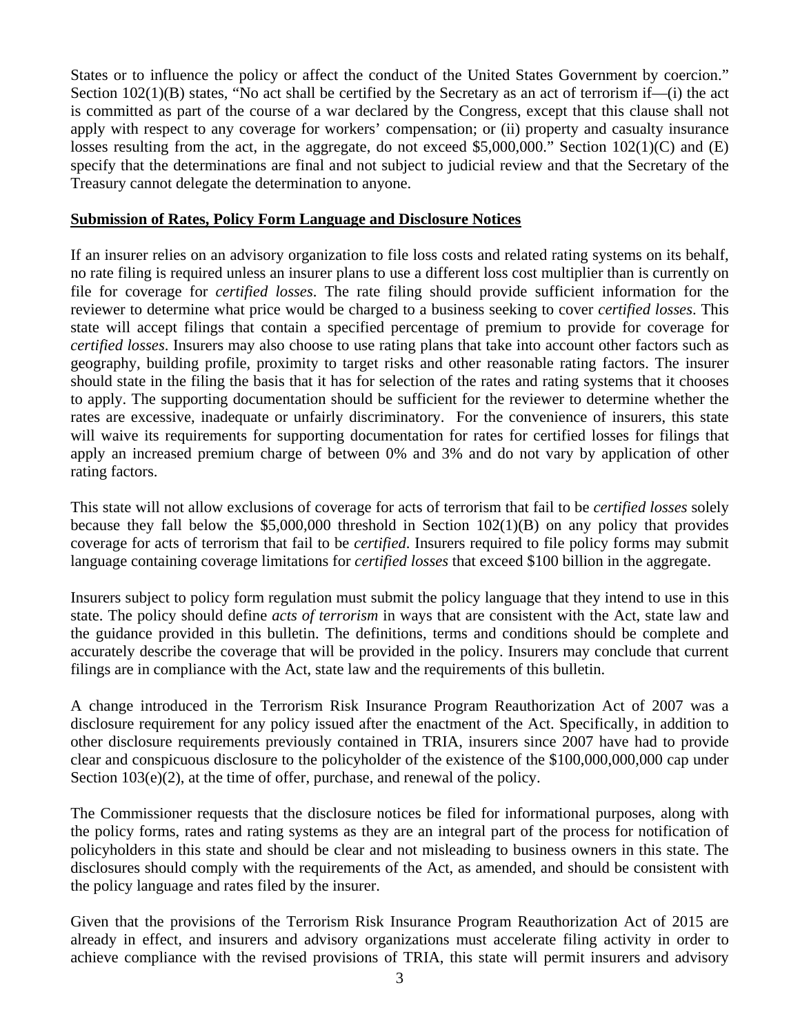States or to influence the policy or affect the conduct of the United States Government by coercion." Section 102(1)(B) states, "No act shall be certified by the Secretary as an act of terrorism if—(i) the act is committed as part of the course of a war declared by the Congress, except that this clause shall not apply with respect to any coverage for workers' compensation; or (ii) property and casualty insurance losses resulting from the act, in the aggregate, do not exceed \$5,000,000." Section 102(1)(C) and (E) specify that the determinations are final and not subject to judicial review and that the Secretary of the Treasury cannot delegate the determination to anyone.

**Submission of Rates, Policy Form Language and Disclosure Notices**

If an insurer relies on an advisory organization to file loss costs and related rating systems on its behalf, no rate filing is required unless an insurer plans to use a different loss cost multiplier than is currently on file for coverage for *certified losses*. The rate filing should provide sufficient information for the reviewer to determine what price would be charged to a business seeking to cover *certified losses*. This state will accept filings that contain a specified percentage of premium to provide for coverage for *certified losses*. Insurers may also choose to use rating plans that take into account other factors such as geography, building profile, proximity to target risks and other reasonable rating factors. The insurer should state in the filing the basis that it has for selection of the rates and rating systems that it chooses to apply. The supporting documentation should be sufficient for the reviewer to determine whether the rates are excessive, inadequate or unfairly discriminatory. For the convenience of insurers, this state will waive its requirements for supporting documentation for rates for certified losses for filings that apply an increased premium charge of between 0% and 3% and do not vary by application of other rating factors.

This state will not allow exclusions of coverage for acts of terrorism that fail to be *certified losses* solely because they fall below the \$5,000,000 threshold in Section 102(1)(B) on any policy that provides coverage for acts of terrorism that fail to be *certified*. Insurers required to file policy forms may submit language containing coverage limitations for *certified losses* that exceed \$100 billion in the aggregate.

Insurers subject to policy form regulation must submit the policy language that they intend to use in this state. The policy should define *acts of terrorism* in ways that are consistent with the Act, state law and the guidance provided in this bulletin. The definitions, terms and conditions should be complete and accurately describe the coverage that will be provided in the policy. Insurers may conclude that current filings are in compliance with the Act, state law and the requirements of this bulletin.

A change introduced in the Terrorism Risk Insurance Program Reauthorization Act of 2007 was a disclosure requirement for any policy issued after the enactment of the Act. Specifically, in addition to other disclosure requirements previously contained in TRIA, insurers since 2007 have had to provide clear and conspicuous disclosure to the policyholder of the existence of the \$100,000,000,000 cap under Section 103(e)(2), at the time of offer, purchase, and renewal of the policy.

The Commissioner requests that the disclosure notices be filed for informational purposes, along with the policy forms, rates and rating systems as they are an integral part of the process for notification of policyholders in this state and should be clear and not misleading to business owners in this state. The disclosures should comply with the requirements of the Act, as amended, and should be consistent with the policy language and rates filed by the insurer.

Given that the provisions of the Terrorism Risk Insurance Program Reauthorization Act of 2015 are already in effect, and insurers and advisory organizations must accelerate filing activity in order to achieve compliance with the revised provisions of TRIA, this state will permit insurers and advisory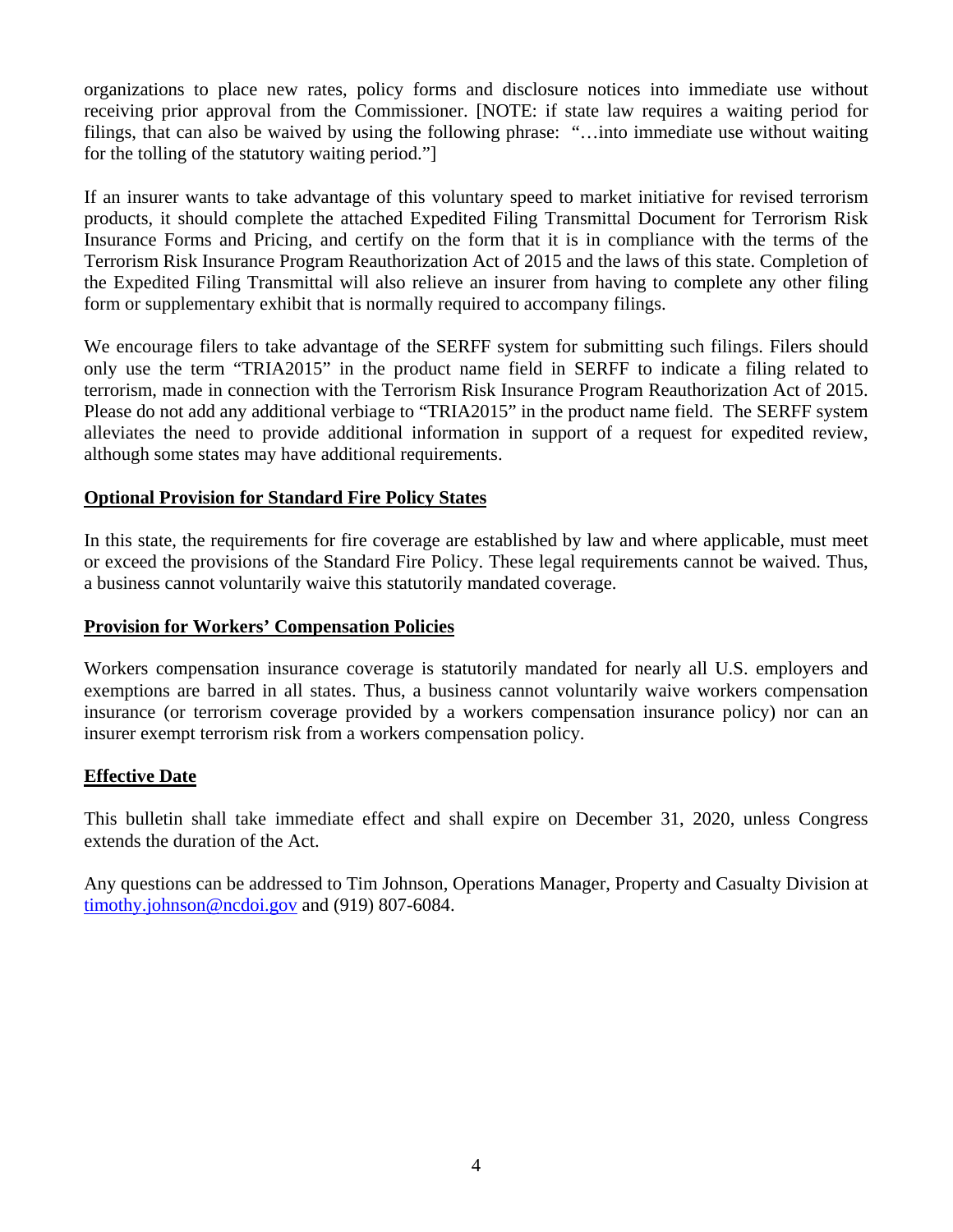organizations to place new rates, policy forms and disclosure notices into immediate use without receiving prior approval from the Commissioner. [NOTE: if state law requires a waiting period for filings, that can also be waived by using the following phrase: "…into immediate use without waiting for the tolling of the statutory waiting period."]

If an insurer wants to take advantage of this voluntary speed to market initiative for revised terrorism products, it should complete the attached Expedited Filing Transmittal Document for Terrorism Risk Insurance Forms and Pricing, and certify on the form that it is in compliance with the terms of the Terrorism Risk Insurance Program Reauthorization Act of 2015 and the laws of this state. Completion of the Expedited Filing Transmittal will also relieve an insurer from having to complete any other filing form or supplementary exhibit that is normally required to accompany filings.

We encourage filers to take advantage of the SERFF system for submitting such filings. Filers should only use the term "TRIA2015" in the product name field in SERFF to indicate a filing related to terrorism, made in connection with the Terrorism Risk Insurance Program Reauthorization Act of 2015. Please do not add any additional verbiage to "TRIA2015" in the product name field. The SERFF system alleviates the need to provide additional information in support of a request for expedited review, although some states may have additional requirements.

**Optional Provision for Standard Fire Policy States**

In this state, the requirements for fire coverage are established by law and where applicable, must meet or exceed the provisions of the Standard Fire Policy. These legal requirements cannot be waived. Thus, a business cannot voluntarily waive this statutorily mandated coverage.

**Provision for Workers' Compensation Policies**

Workers compensation insurance coverage is statutorily mandated for nearly all U.S. employers and exemptions are barred in all states. Thus, a business cannot voluntarily waive workers compensation insurance (or terrorism coverage provided by a workers compensation insurance policy) nor can an insurer exempt terrorism risk from a workers compensation policy.

**Effective Date**

This bulletin shall take immediate effect and shall expire on December 31, 2020, unless Congress extends the duration of the Act.

Any questions can be addressed to Tim Johnson, Operations Manager, Property and Casualty Division at timothy.johnson@ncdoi.gov and (919) 807-6084.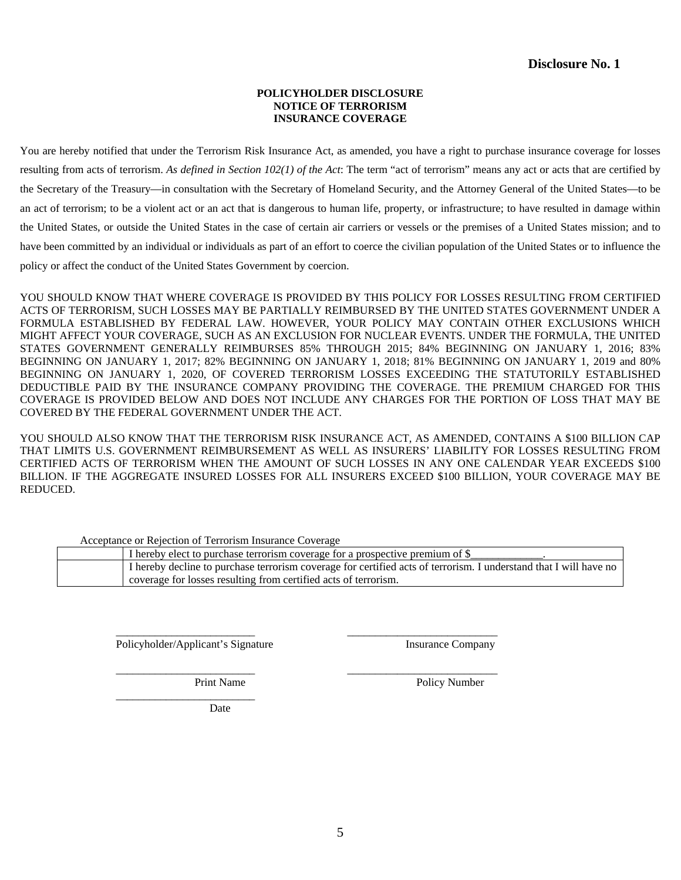**Disclosure No. 1**

**POLICYHOLDER DISCLOSURE**
**NOTICE OF TERRORISM**
**INSURANCE COVERAGE**

You are hereby notified that under the Terrorism Risk Insurance Act, as amended, you have a right to purchase insurance coverage for losses resulting from acts of terrorism. *As defined in Section 102(1) of the Act*: The term "act of terrorism" means any act or acts that are certified by the Secretary of the Treasury—in consultation with the Secretary of Homeland Security, and the Attorney General of the United States—to be an act of terrorism; to be a violent act or an act that is dangerous to human life, property, or infrastructure; to have resulted in damage within the United States, or outside the United States in the case of certain air carriers or vessels or the premises of a United States mission; and to have been committed by an individual or individuals as part of an effort to coerce the civilian population of the United States or to influence the policy or affect the conduct of the United States Government by coercion.

YOU SHOULD KNOW THAT WHERE COVERAGE IS PROVIDED BY THIS POLICY FOR LOSSES RESULTING FROM CERTIFIED ACTS OF TERRORISM, SUCH LOSSES MAY BE PARTIALLY REIMBURSED BY THE UNITED STATES GOVERNMENT UNDER A FORMULA ESTABLISHED BY FEDERAL LAW. HOWEVER, YOUR POLICY MAY CONTAIN OTHER EXCLUSIONS WHICH MIGHT AFFECT YOUR COVERAGE, SUCH AS AN EXCLUSION FOR NUCLEAR EVENTS. UNDER THE FORMULA, THE UNITED STATES GOVERNMENT GENERALLY REIMBURSES 85% THROUGH 2015; 84% BEGINNING ON JANUARY 1, 2016; 83% BEGINNING ON JANUARY 1, 2017; 82% BEGINNING ON JANUARY 1, 2018; 81% BEGINNING ON JANUARY 1, 2019 and 80% BEGINNING ON JANUARY 1, 2020, OF COVERED TERRORISM LOSSES EXCEEDING THE STATUTORILY ESTABLISHED DEDUCTIBLE PAID BY THE INSURANCE COMPANY PROVIDING THE COVERAGE. THE PREMIUM CHARGED FOR THIS COVERAGE IS PROVIDED BELOW AND DOES NOT INCLUDE ANY CHARGES FOR THE PORTION OF LOSS THAT MAY BE COVERED BY THE FEDERAL GOVERNMENT UNDER THE ACT.

YOU SHOULD ALSO KNOW THAT THE TERRORISM RISK INSURANCE ACT, AS AMENDED, CONTAINS A $100 BILLION CAP THAT LIMITS U.S. GOVERNMENT REIMBURSEMENT AS WELL AS INSURERS' LIABILITY FOR LOSSES RESULTING FROM CERTIFIED ACTS OF TERRORISM WHEN THE AMOUNT OF SUCH LOSSES IN ANY ONE CALENDAR YEAR EXCEEDS $100 BILLION. IF THE AGGREGATE INSURED LOSSES FOR ALL INSURERS EXCEED $100 BILLION, YOUR COVERAGE MAY BE REDUCED.

Acceptance or Rejection of Terrorism Insurance Coverage

| | |
|---|---|
| | I hereby elect to purchase terrorism coverage for a prospective premium of $\_\_\_\_\_\_\_\_\_\_\_\_\_. |
| | I hereby decline to purchase terrorism coverage for certified acts of terrorism. I understand that I will have no coverage for losses resulting from certified acts of terrorism. |

\_\_\_\_\_\_\_\_\_\_\_\_\_\_\_\_\_\_\_\_\_\_\_\_\_
Policyholder/Applicant's Signature

\_\_\_\_\_\_\_\_\_\_\_\_\_\_\_\_\_\_\_\_\_\_\_\_\_
Insurance Company

\_\_\_\_\_\_\_\_\_\_\_\_\_\_\_\_\_\_\_\_\_\_\_\_\_
Print Name

\_\_\_\_\_\_\_\_\_\_\_\_\_\_\_\_\_\_\_\_\_\_\_\_\_
Policy Number

\_\_\_\_\_\_\_\_\_\_\_\_\_\_\_\_\_\_\_\_\_\_\_\_\_
Date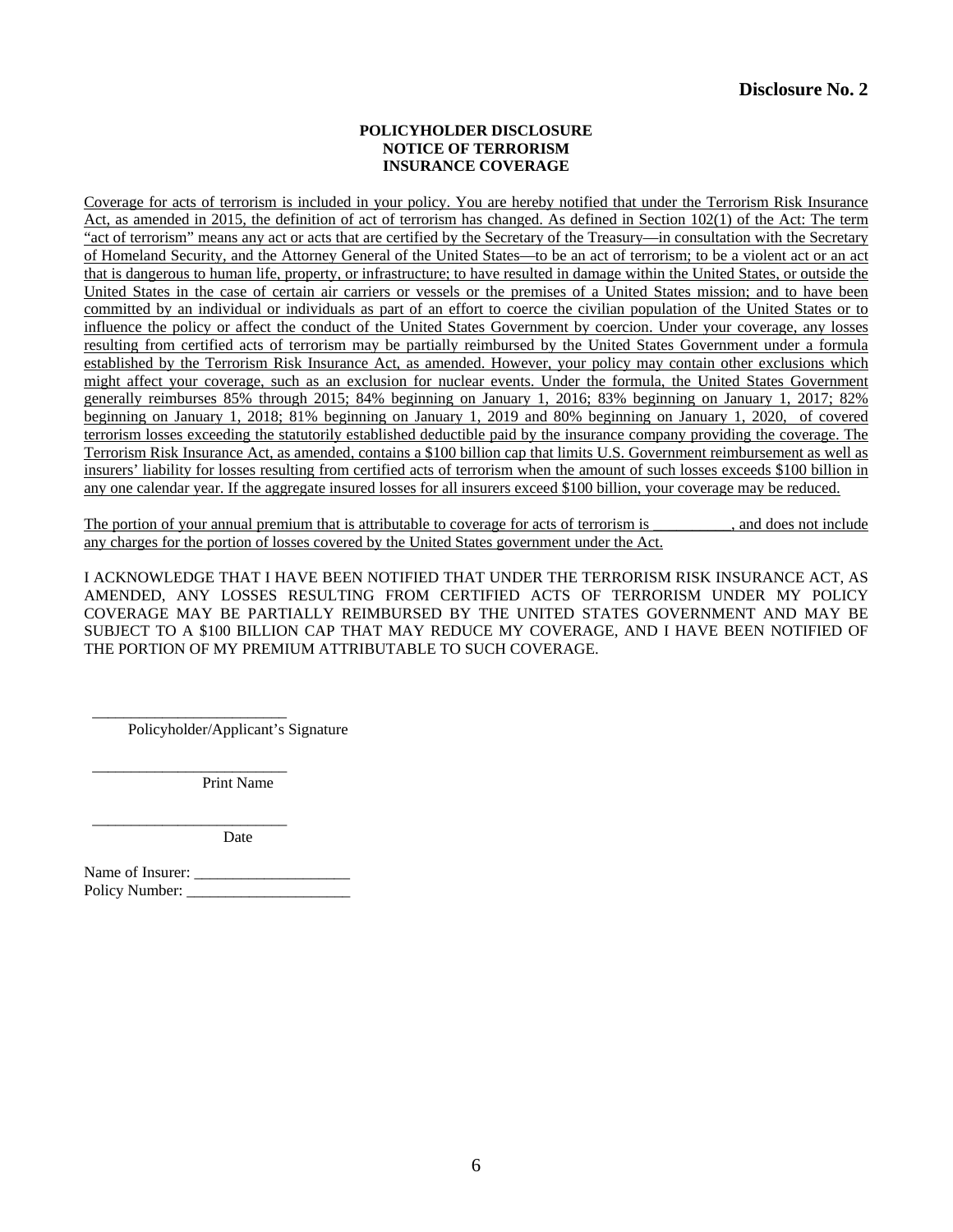**Disclosure No. 2**

**POLICYHOLDER DISCLOSURE**
**NOTICE OF TERRORISM**
**INSURANCE COVERAGE**

Coverage for acts of terrorism is included in your policy. You are hereby notified that under the Terrorism Risk Insurance Act, as amended in 2015, the definition of act of terrorism has changed. As defined in Section 102(1) of the Act: The term "act of terrorism" means any act or acts that are certified by the Secretary of the Treasury—in consultation with the Secretary of Homeland Security, and the Attorney General of the United States—to be an act of terrorism; to be a violent act or an act that is dangerous to human life, property, or infrastructure; to have resulted in damage within the United States, or outside the United States in the case of certain air carriers or vessels or the premises of a United States mission; and to have been committed by an individual or individuals as part of an effort to coerce the civilian population of the United States or to influence the policy or affect the conduct of the United States Government by coercion. Under your coverage, any losses resulting from certified acts of terrorism may be partially reimbursed by the United States Government under a formula established by the Terrorism Risk Insurance Act, as amended. However, your policy may contain other exclusions which might affect your coverage, such as an exclusion for nuclear events. Under the formula, the United States Government generally reimburses 85% through 2015; 84% beginning on January 1, 2016; 83% beginning on January 1, 2017; 82% beginning on January 1, 2018; 81% beginning on January 1, 2019 and 80% beginning on January 1, 2020, of covered terrorism losses exceeding the statutorily established deductible paid by the insurance company providing the coverage. The Terrorism Risk Insurance Act, as amended, contains a $100 billion cap that limits U.S. Government reimbursement as well as insurers' liability for losses resulting from certified acts of terrorism when the amount of such losses exceeds $100 billion in any one calendar year. If the aggregate insured losses for all insurers exceed $100 billion, your coverage may be reduced.

The portion of your annual premium that is attributable to coverage for acts of terrorism is __________, and does not include any charges for the portion of losses covered by the United States government under the Act.

I ACKNOWLEDGE THAT I HAVE BEEN NOTIFIED THAT UNDER THE TERRORISM RISK INSURANCE ACT, AS AMENDED, ANY LOSSES RESULTING FROM CERTIFIED ACTS OF TERRORISM UNDER MY POLICY COVERAGE MAY BE PARTIALLY REIMBURSED BY THE UNITED STATES GOVERNMENT AND MAY BE SUBJECT TO A $100 BILLION CAP THAT MAY REDUCE MY COVERAGE, AND I HAVE BEEN NOTIFIED OF THE PORTION OF MY PREMIUM ATTRIBUTABLE TO SUCH COVERAGE.

_________________________
Policyholder/Applicant's Signature

_________________________
Print Name

_________________________
Date

Name of Insurer: ____________________
Policy Number: _____________________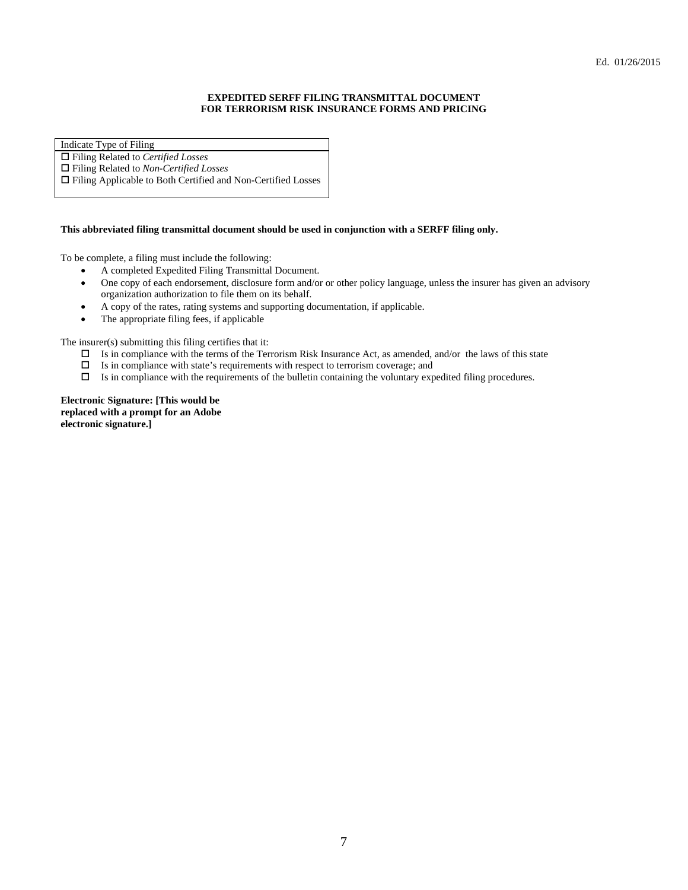Ed. 01/26/2015

**EXPEDITED SERFF FILING TRANSMITTAL DOCUMENT FOR TERRORISM RISK INSURANCE FORMS AND PRICING**

| Indicate Type of Filing |
| --- |
| ☐ Filing Related to *Certified Losses* |
| ☐ Filing Related to *Non-Certified Losses* |
| ☐ Filing Applicable to Both Certified and Non-Certified Losses |

**This abbreviated filing transmittal document should be used in conjunction with a SERFF filing only.**

To be complete, a filing must include the following:

- A completed Expedited Filing Transmittal Document.
- One copy of each endorsement, disclosure form and/or or other policy language, unless the insurer has given an advisory organization authorization to file them on its behalf.
- A copy of the rates, rating systems and supporting documentation, if applicable.
- The appropriate filing fees, if applicable

The insurer(s) submitting this filing certifies that it:

- ☐ Is in compliance with the terms of the Terrorism Risk Insurance Act, as amended, and/or the laws of this state
- ☐ Is in compliance with state's requirements with respect to terrorism coverage; and
- ☐ Is in compliance with the requirements of the bulletin containing the voluntary expedited filing procedures.

**Electronic Signature: [This would be replaced with a prompt for an Adobe electronic signature.]**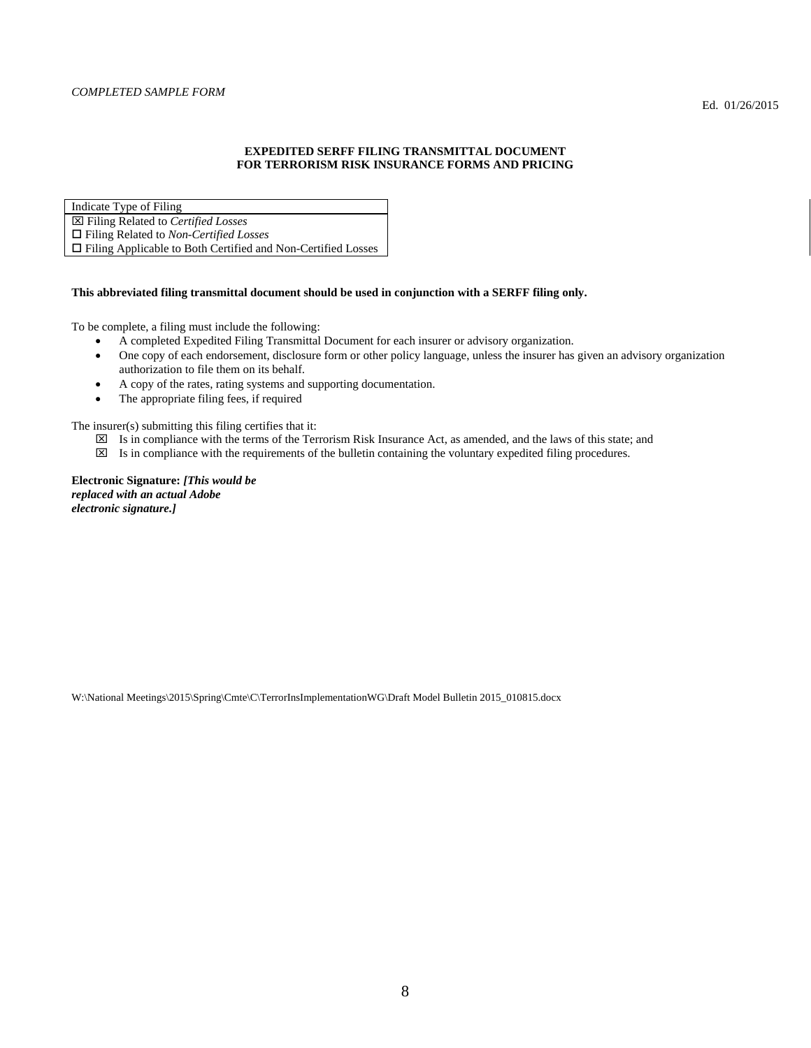*COMPLETED SAMPLE FORM*

Ed. 01/26/2015

**EXPEDITED SERFF FILING TRANSMITTAL DOCUMENT**
**FOR TERRORISM RISK INSURANCE FORMS AND PRICING**

| Indicate Type of Filing |
| --- |
| ☒ Filing Related to *Certified Losses* |
| ☐ Filing Related to *Non-Certified Losses* |
| ☐ Filing Applicable to Both Certified and Non-Certified Losses |

**This abbreviated filing transmittal document should be used in conjunction with a SERFF filing only.**

To be complete, a filing must include the following:

- A completed Expedited Filing Transmittal Document for each insurer or advisory organization.
- One copy of each endorsement, disclosure form or other policy language, unless the insurer has given an advisory organization authorization to file them on its behalf.
- A copy of the rates, rating systems and supporting documentation.
- The appropriate filing fees, if required

The insurer(s) submitting this filing certifies that it:

☒ Is in compliance with the terms of the Terrorism Risk Insurance Act, as amended, and the laws of this state; and
☒ Is in compliance with the requirements of the bulletin containing the voluntary expedited filing procedures.

**Electronic Signature:** ***[This would be replaced with an actual Adobe electronic signature.]***

W:\National Meetings\2015\Spring\Cmte\C\TerrorInsImplementationWG\Draft Model Bulletin 2015_010815.docx